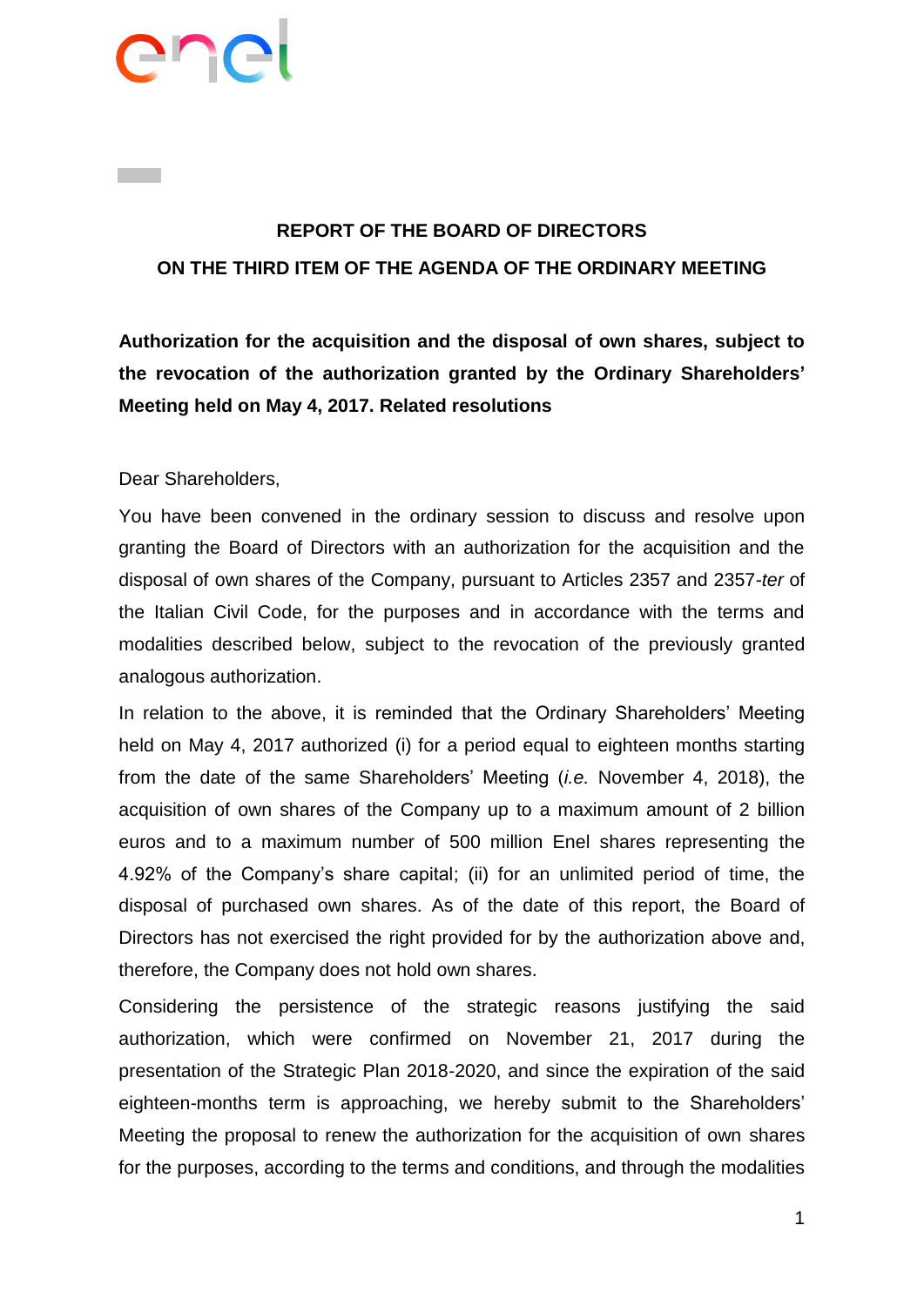**REPORT OF THE BOARD OF DIRECTORS**

**ON THE THIRD ITEM OF THE AGENDA OF THE ORDINARY MEETING**

**Authorization for the acquisition and the disposal of own shares, subject to the revocation of the authorization granted by the Ordinary Shareholders' Meeting held on May 4, 2017. Related resolutions**

Dear Shareholders,

You have been convened in the ordinary session to discuss and resolve upon granting the Board of Directors with an authorization for the acquisition and the disposal of own shares of the Company, pursuant to Articles 2357 and 2357-*ter* of the Italian Civil Code, for the purposes and in accordance with the terms and modalities described below, subject to the revocation of the previously granted analogous authorization.

In relation to the above, it is reminded that the Ordinary Shareholders' Meeting held on May 4, 2017 authorized (i) for a period equal to eighteen months starting from the date of the same Shareholders' Meeting (*i.e.* November 4, 2018), the acquisition of own shares of the Company up to a maximum amount of 2 billion euros and to a maximum number of 500 million Enel shares representing the 4.92% of the Company's share capital; (ii) for an unlimited period of time, the disposal of purchased own shares. As of the date of this report, the Board of Directors has not exercised the right provided for by the authorization above and, therefore, the Company does not hold own shares.

Considering the persistence of the strategic reasons justifying the said authorization, which were confirmed on November 21, 2017 during the presentation of the Strategic Plan 2018-2020, and since the expiration of the said eighteen-months term is approaching, we hereby submit to the Shareholders' Meeting the proposal to renew the authorization for the acquisition of own shares for the purposes, according to the terms and conditions, and through the modalities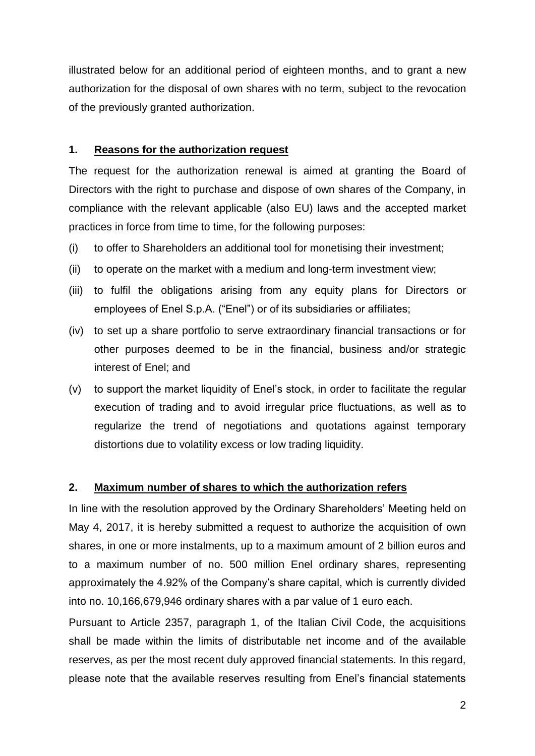illustrated below for an additional period of eighteen months, and to grant a new authorization for the disposal of own shares with no term, subject to the revocation of the previously granted authorization.

## 1. Reasons for the authorization request

The request for the authorization renewal is aimed at granting the Board of Directors with the right to purchase and dispose of own shares of the Company, in compliance with the relevant applicable (also EU) laws and the accepted market practices in force from time to time, for the following purposes:

(i) to offer to Shareholders an additional tool for monetising their investment;

(ii) to operate on the market with a medium and long-term investment view;

(iii) to fulfil the obligations arising from any equity plans for Directors or employees of Enel S.p.A. ("Enel") or of its subsidiaries or affiliates;

(iv) to set up a share portfolio to serve extraordinary financial transactions or for other purposes deemed to be in the financial, business and/or strategic interest of Enel; and

(v) to support the market liquidity of Enel's stock, in order to facilitate the regular execution of trading and to avoid irregular price fluctuations, as well as to regularize the trend of negotiations and quotations against temporary distortions due to volatility excess or low trading liquidity.

## 2. Maximum number of shares to which the authorization refers

In line with the resolution approved by the Ordinary Shareholders' Meeting held on May 4, 2017, it is hereby submitted a request to authorize the acquisition of own shares, in one or more instalments, up to a maximum amount of 2 billion euros and to a maximum number of no. 500 million Enel ordinary shares, representing approximately the 4.92% of the Company's share capital, which is currently divided into no. 10,166,679,946 ordinary shares with a par value of 1 euro each.

Pursuant to Article 2357, paragraph 1, of the Italian Civil Code, the acquisitions shall be made within the limits of distributable net income and of the available reserves, as per the most recent duly approved financial statements. In this regard, please note that the available reserves resulting from Enel's financial statements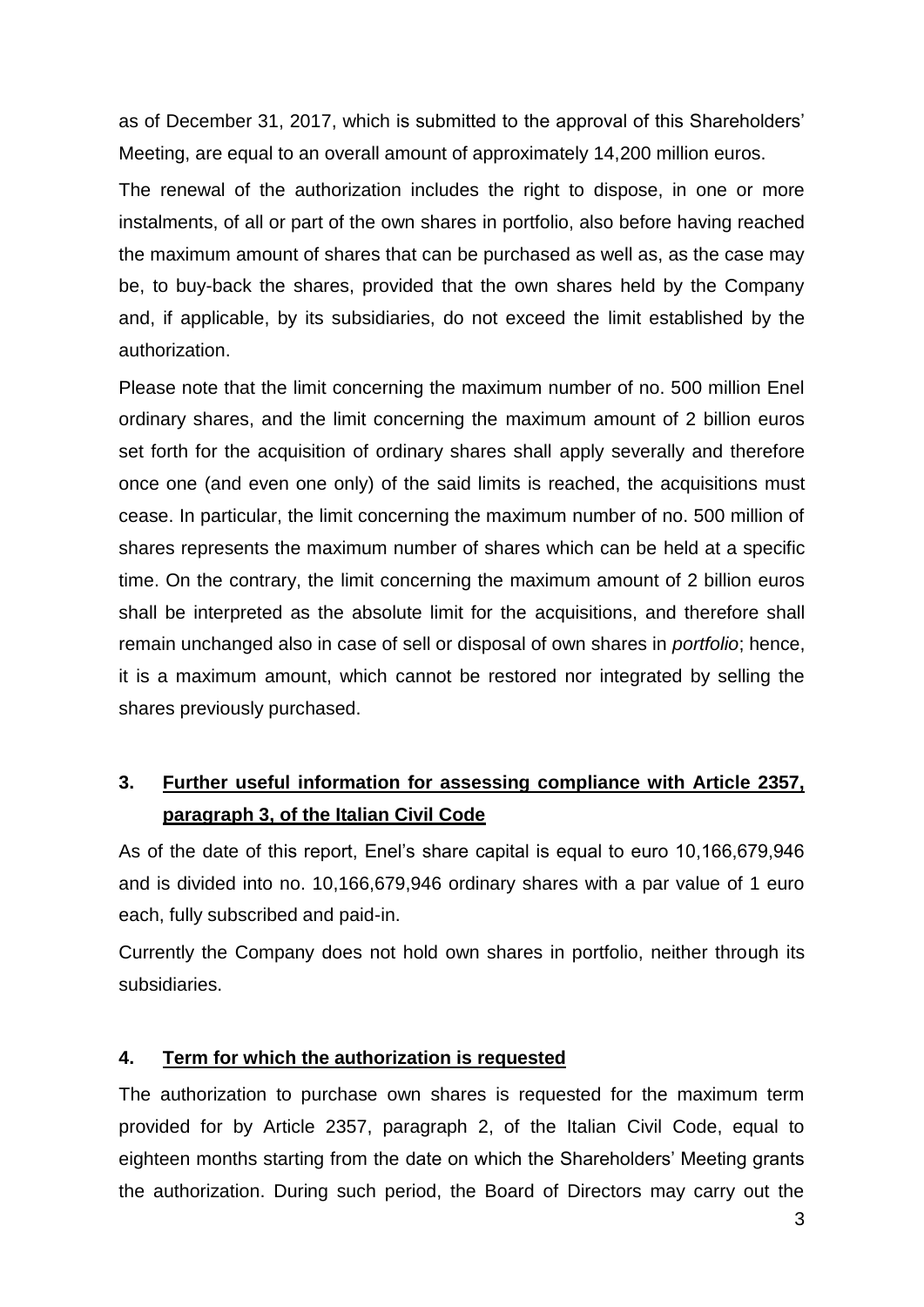as of December 31, 2017, which is submitted to the approval of this Shareholders' Meeting, are equal to an overall amount of approximately 14,200 million euros.

The renewal of the authorization includes the right to dispose, in one or more instalments, of all or part of the own shares in portfolio, also before having reached the maximum amount of shares that can be purchased as well as, as the case may be, to buy-back the shares, provided that the own shares held by the Company and, if applicable, by its subsidiaries, do not exceed the limit established by the authorization.

Please note that the limit concerning the maximum number of no. 500 million Enel ordinary shares, and the limit concerning the maximum amount of 2 billion euros set forth for the acquisition of ordinary shares shall apply severally and therefore once one (and even one only) of the said limits is reached, the acquisitions must cease. In particular, the limit concerning the maximum number of no. 500 million of shares represents the maximum number of shares which can be held at a specific time. On the contrary, the limit concerning the maximum amount of 2 billion euros shall be interpreted as the absolute limit for the acquisitions, and therefore shall remain unchanged also in case of sell or disposal of own shares in *portfolio*; hence, it is a maximum amount, which cannot be restored nor integrated by selling the shares previously purchased.

## 3. Further useful information for assessing compliance with Article 2357, paragraph 3, of the Italian Civil Code

As of the date of this report, Enel's share capital is equal to euro 10,166,679,946 and is divided into no. 10,166,679,946 ordinary shares with a par value of 1 euro each, fully subscribed and paid-in.

Currently the Company does not hold own shares in portfolio, neither through its subsidiaries.

## 4. Term for which the authorization is requested

The authorization to purchase own shares is requested for the maximum term provided for by Article 2357, paragraph 2, of the Italian Civil Code, equal to eighteen months starting from the date on which the Shareholders' Meeting grants the authorization. During such period, the Board of Directors may carry out the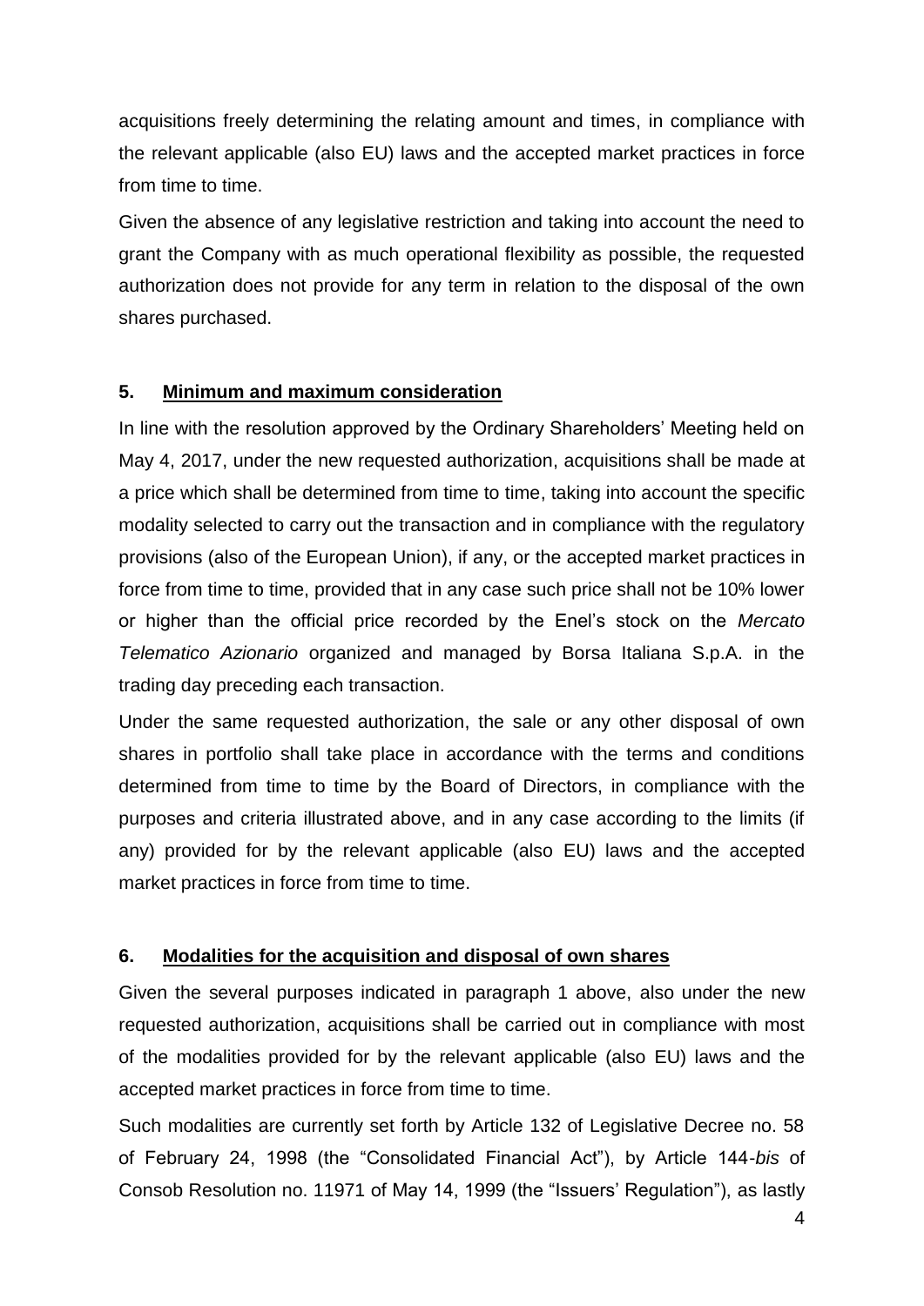acquisitions freely determining the relating amount and times, in compliance with the relevant applicable (also EU) laws and the accepted market practices in force from time to time.

Given the absence of any legislative restriction and taking into account the need to grant the Company with as much operational flexibility as possible, the requested authorization does not provide for any term in relation to the disposal of the own shares purchased.

## 5. <u>Minimum and maximum consideration</u>

In line with the resolution approved by the Ordinary Shareholders' Meeting held on May 4, 2017, under the new requested authorization, acquisitions shall be made at a price which shall be determined from time to time, taking into account the specific modality selected to carry out the transaction and in compliance with the regulatory provisions (also of the European Union), if any, or the accepted market practices in force from time to time, provided that in any case such price shall not be 10% lower or higher than the official price recorded by the Enel's stock on the *Mercato Telematico Azionario* organized and managed by Borsa Italiana S.p.A. in the trading day preceding each transaction.

Under the same requested authorization, the sale or any other disposal of own shares in portfolio shall take place in accordance with the terms and conditions determined from time to time by the Board of Directors, in compliance with the purposes and criteria illustrated above, and in any case according to the limits (if any) provided for by the relevant applicable (also EU) laws and the accepted market practices in force from time to time.

## 6. <u>Modalities for the acquisition and disposal of own shares</u>

Given the several purposes indicated in paragraph 1 above, also under the new requested authorization, acquisitions shall be carried out in compliance with most of the modalities provided for by the relevant applicable (also EU) laws and the accepted market practices in force from time to time.

Such modalities are currently set forth by Article 132 of Legislative Decree no. 58 of February 24, 1998 (the "Consolidated Financial Act"), by Article 144-*bis* of Consob Resolution no. 11971 of May 14, 1999 (the "Issuers' Regulation"), as lastly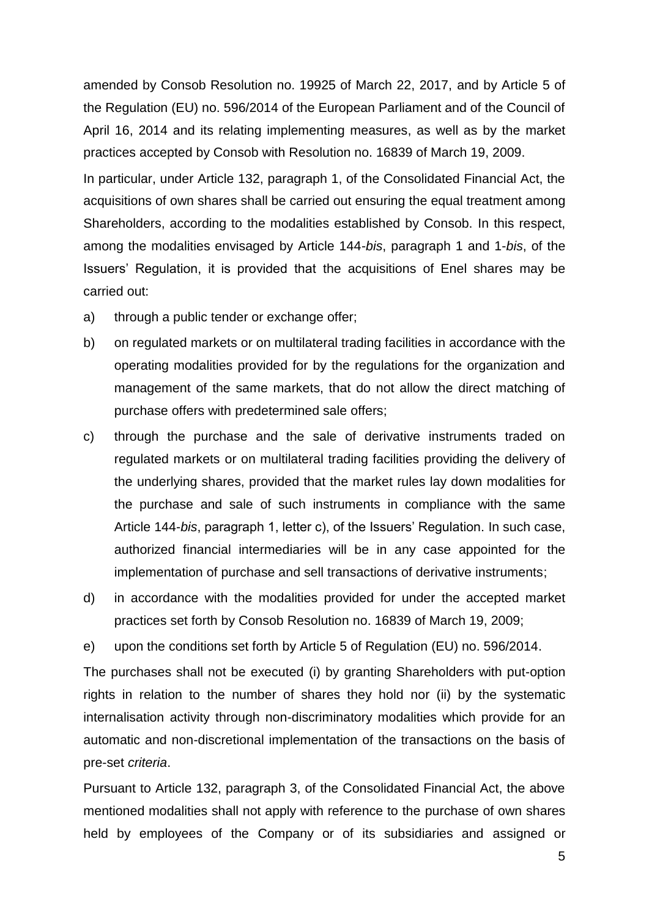amended by Consob Resolution no. 19925 of March 22, 2017, and by Article 5 of the Regulation (EU) no. 596/2014 of the European Parliament and of the Council of April 16, 2014 and its relating implementing measures, as well as by the market practices accepted by Consob with Resolution no. 16839 of March 19, 2009.

In particular, under Article 132, paragraph 1, of the Consolidated Financial Act, the acquisitions of own shares shall be carried out ensuring the equal treatment among Shareholders, according to the modalities established by Consob. In this respect, among the modalities envisaged by Article 144-*bis*, paragraph 1 and 1-*bis*, of the Issuers' Regulation, it is provided that the acquisitions of Enel shares may be carried out:

a) through a public tender or exchange offer;

b) on regulated markets or on multilateral trading facilities in accordance with the operating modalities provided for by the regulations for the organization and management of the same markets, that do not allow the direct matching of purchase offers with predetermined sale offers;

c) through the purchase and the sale of derivative instruments traded on regulated markets or on multilateral trading facilities providing the delivery of the underlying shares, provided that the market rules lay down modalities for the purchase and sale of such instruments in compliance with the same Article 144-*bis*, paragraph 1, letter c), of the Issuers' Regulation. In such case, authorized financial intermediaries will be in any case appointed for the implementation of purchase and sell transactions of derivative instruments;

d) in accordance with the modalities provided for under the accepted market practices set forth by Consob Resolution no. 16839 of March 19, 2009;

e) upon the conditions set forth by Article 5 of Regulation (EU) no. 596/2014.

The purchases shall not be executed (i) by granting Shareholders with put-option rights in relation to the number of shares they hold nor (ii) by the systematic internalisation activity through non-discriminatory modalities which provide for an automatic and non-discretional implementation of the transactions on the basis of pre-set *criteria*.

Pursuant to Article 132, paragraph 3, of the Consolidated Financial Act, the above mentioned modalities shall not apply with reference to the purchase of own shares held by employees of the Company or of its subsidiaries and assigned or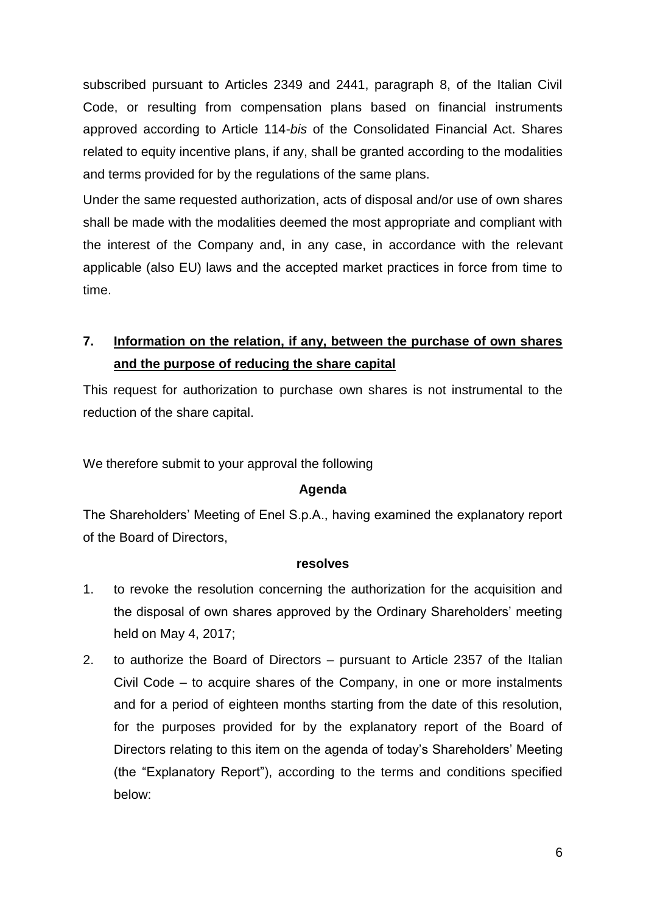subscribed pursuant to Articles 2349 and 2441, paragraph 8, of the Italian Civil Code, or resulting from compensation plans based on financial instruments approved according to Article 114-*bis* of the Consolidated Financial Act. Shares related to equity incentive plans, if any, shall be granted according to the modalities and terms provided for by the regulations of the same plans.

Under the same requested authorization, acts of disposal and/or use of own shares shall be made with the modalities deemed the most appropriate and compliant with the interest of the Company and, in any case, in accordance with the relevant applicable (also EU) laws and the accepted market practices in force from time to time.

## 7. Information on the relation, if any, between the purchase of own shares and the purpose of reducing the share capital

This request for authorization to purchase own shares is not instrumental to the reduction of the share capital.

We therefore submit to your approval the following

**Agenda**

The Shareholders' Meeting of Enel S.p.A., having examined the explanatory report of the Board of Directors,

**resolves**

1. to revoke the resolution concerning the authorization for the acquisition and the disposal of own shares approved by the Ordinary Shareholders' meeting held on May 4, 2017;
2. to authorize the Board of Directors – pursuant to Article 2357 of the Italian Civil Code – to acquire shares of the Company, in one or more instalments and for a period of eighteen months starting from the date of this resolution, for the purposes provided for by the explanatory report of the Board of Directors relating to this item on the agenda of today's Shareholders' Meeting (the "Explanatory Report"), according to the terms and conditions specified below: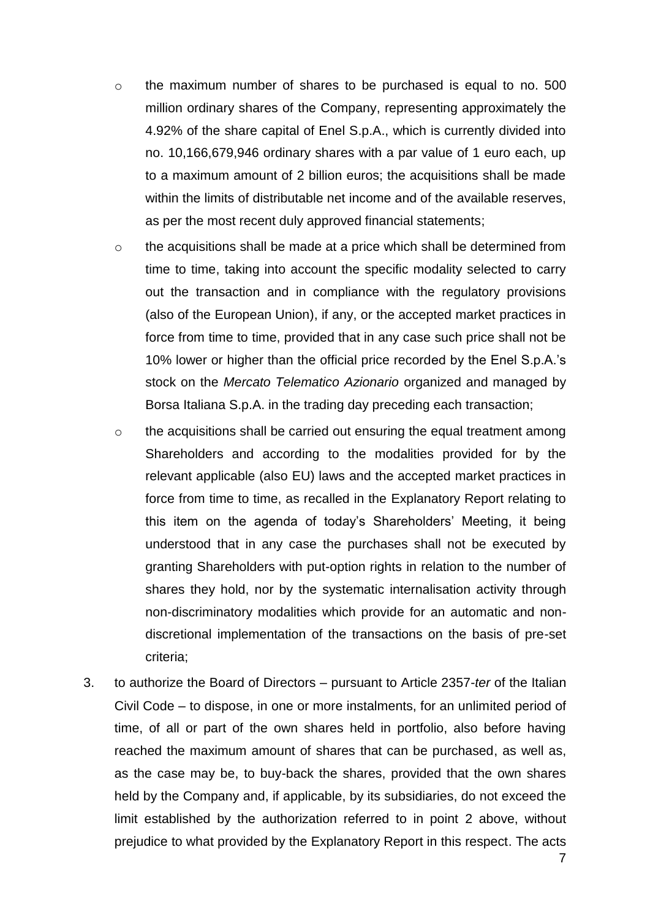- the maximum number of shares to be purchased is equal to no. 500 million ordinary shares of the Company, representing approximately the 4.92% of the share capital of Enel S.p.A., which is currently divided into no. 10,166,679,946 ordinary shares with a par value of 1 euro each, up to a maximum amount of 2 billion euros; the acquisitions shall be made within the limits of distributable net income and of the available reserves, as per the most recent duly approved financial statements;
- the acquisitions shall be made at a price which shall be determined from time to time, taking into account the specific modality selected to carry out the transaction and in compliance with the regulatory provisions (also of the European Union), if any, or the accepted market practices in force from time to time, provided that in any case such price shall not be 10% lower or higher than the official price recorded by the Enel S.p.A.'s stock on the *Mercato Telematico Azionario* organized and managed by Borsa Italiana S.p.A. in the trading day preceding each transaction;
- the acquisitions shall be carried out ensuring the equal treatment among Shareholders and according to the modalities provided for by the relevant applicable (also EU) laws and the accepted market practices in force from time to time, as recalled in the Explanatory Report relating to this item on the agenda of today's Shareholders' Meeting, it being understood that in any case the purchases shall not be executed by granting Shareholders with put-option rights in relation to the number of shares they hold, nor by the systematic internalisation activity through non-discriminatory modalities which provide for an automatic and non-discretional implementation of the transactions on the basis of pre-set criteria;

3. to authorize the Board of Directors – pursuant to Article 2357-*ter* of the Italian Civil Code – to dispose, in one or more instalments, for an unlimited period of time, of all or part of the own shares held in portfolio, also before having reached the maximum amount of shares that can be purchased, as well as, as the case may be, to buy-back the shares, provided that the own shares held by the Company and, if applicable, by its subsidiaries, do not exceed the limit established by the authorization referred to in point 2 above, without prejudice to what provided by the Explanatory Report in this respect. The acts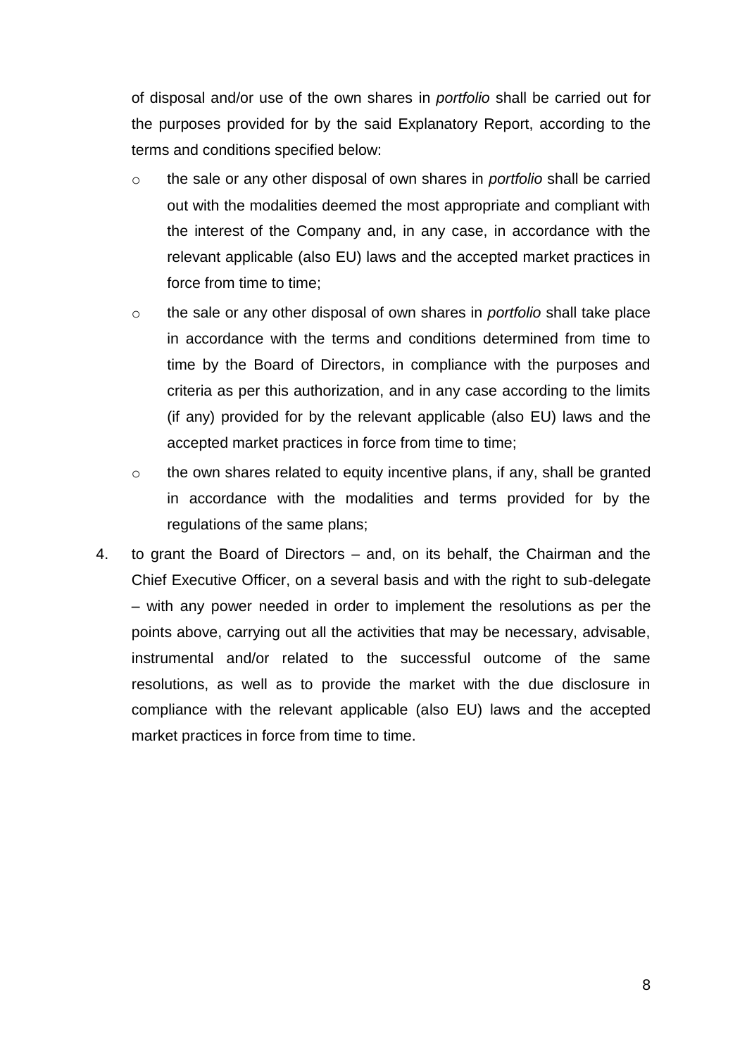of disposal and/or use of the own shares in *portfolio* shall be carried out for the purposes provided for by the said Explanatory Report, according to the terms and conditions specified below:

- the sale or any other disposal of own shares in *portfolio* shall be carried out with the modalities deemed the most appropriate and compliant with the interest of the Company and, in any case, in accordance with the relevant applicable (also EU) laws and the accepted market practices in force from time to time;
- the sale or any other disposal of own shares in *portfolio* shall take place in accordance with the terms and conditions determined from time to time by the Board of Directors, in compliance with the purposes and criteria as per this authorization, and in any case according to the limits (if any) provided for by the relevant applicable (also EU) laws and the accepted market practices in force from time to time;
- the own shares related to equity incentive plans, if any, shall be granted in accordance with the modalities and terms provided for by the regulations of the same plans;

4. to grant the Board of Directors – and, on its behalf, the Chairman and the Chief Executive Officer, on a several basis and with the right to sub-delegate – with any power needed in order to implement the resolutions as per the points above, carrying out all the activities that may be necessary, advisable, instrumental and/or related to the successful outcome of the same resolutions, as well as to provide the market with the due disclosure in compliance with the relevant applicable (also EU) laws and the accepted market practices in force from time to time.